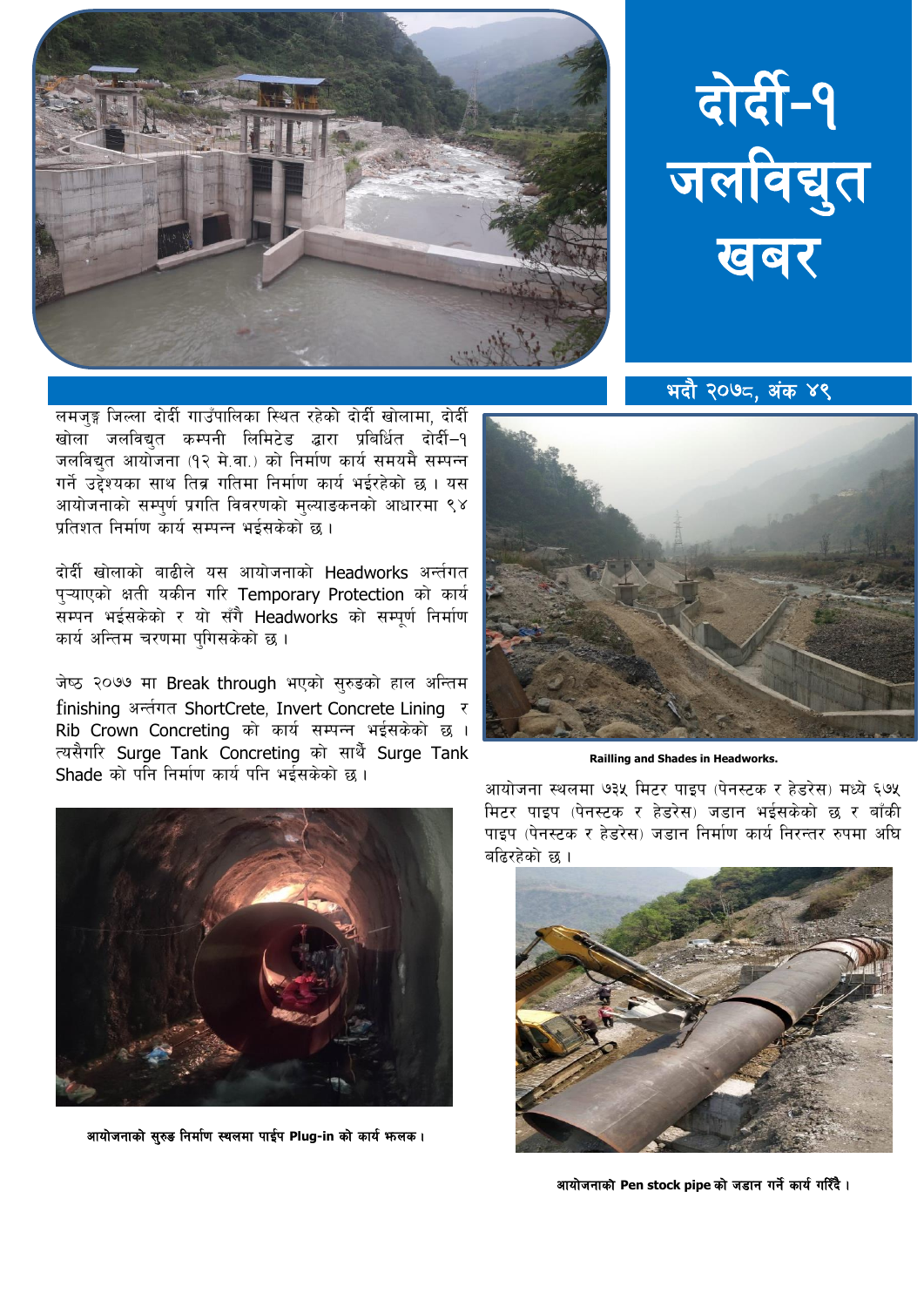# दोर्दी-१ जलविद्युत खबर

भदौ २०७८, अंक ४९

लमजुङ्ग जिल्ला दोर्दी गाउँपालिका स्थित रहेको दोर्दी खोलामा, दोर्दी खोला जलविद्युत कम्पनी लिमिटेड द्वारा प्रविर्धित दोर्दी–१ जलविद्युत आयोजना (१२ मे.वा.) को निर्माण कार्य समयमै सम्पन्न गर्ने उद्देश्यका साथ तिव्र गतिमा निर्माण कार्य भईरहेको छ । यस आयोजनाको सम्पुर्ण प्रगति विवरणको मुल्याङकनको आधारमा ९४ प्रतिशत निर्माण कार्य सम्पन्न भईसकेको छ ।

दोर्दी खोलाको बाढीले यस आयोजनाको Headworks अर्न्तगत पुऱ्याएको क्षती यकीन गरि Temporary Protection को कार्य सम्पन भईसकेको र यो सँगै Headworks को सम्पूर्ण निर्माण कार्य अन्तिम चरणमा पुगिसकेको छ ।

जेष्ठ २०७७ मा Break through भएको सुरुङको हाल अन्तिम finishing अर्न्तगत ShortCrete, Invert Concrete Lining र Rib Crown Concreting को कार्य सम्पन्न भईसकेको छ । त्यसैगरि Surge Tank Concreting को साथैं Surge Tank Shade को पनि निर्माण कार्य पनि भईसकेको छ ।

आयोजनाको सुरुङ निर्माण स्थलमा पाईप Plug-in को कार्य झलक ।

Railling and Shades in Headworks.

आयोजना स्थलमा ७३५ मिटर पाइप (पेनस्टक र हेडरेस) मध्ये ६७५ मिटर पाइप (पेनस्टक र हेडरेस) जडान भईसकेको छ र बाँकी पाइप (पेनस्टक र हेडरेस) जडान निर्माण कार्य निरन्तर रुपमा अघि बढिरहेको छ ।

आयोजनाको Pen stock pipe को जडान गर्ने कार्य गरिँदै ।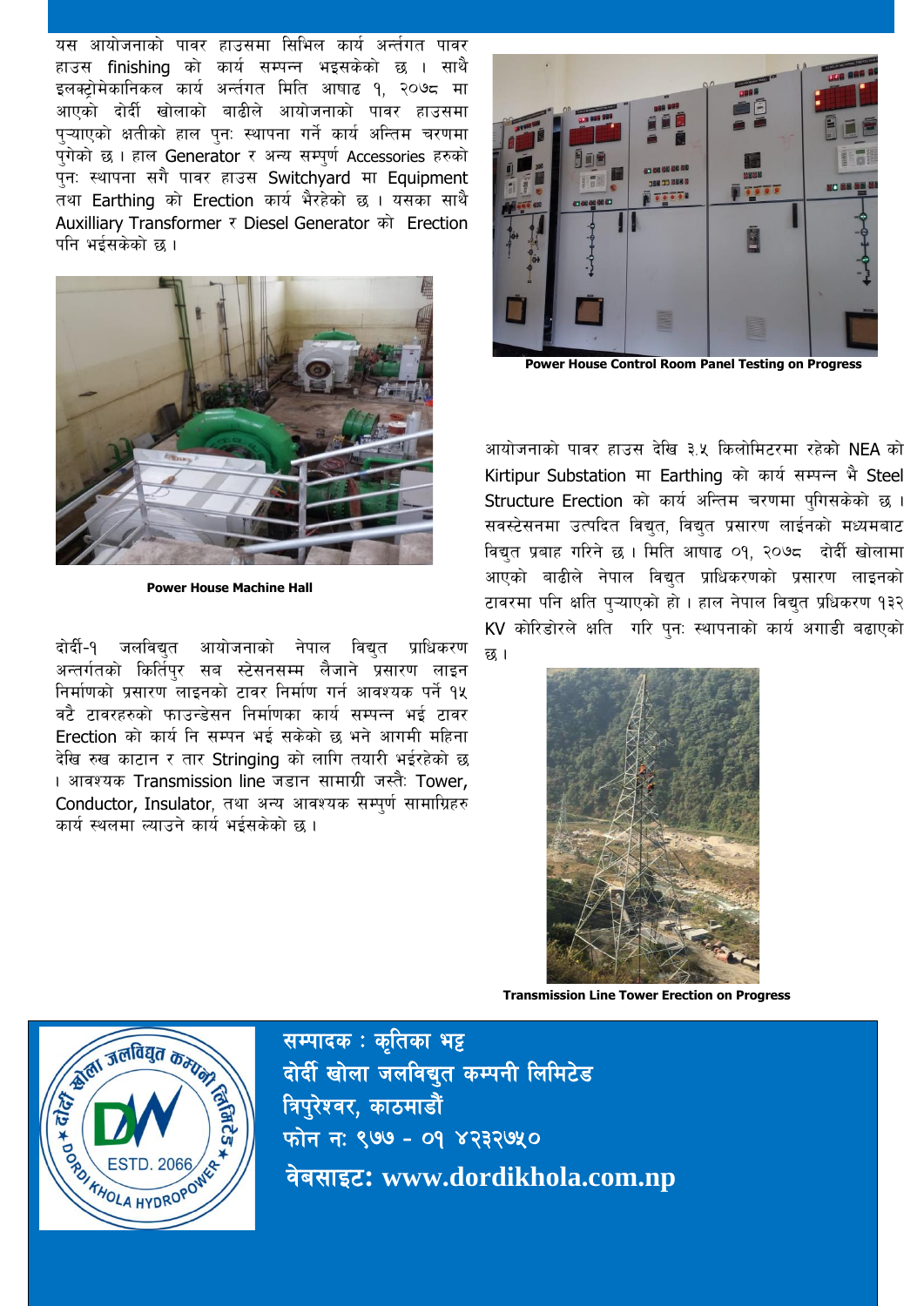यस आयोजनाको पावर हाउसमा सिभिल कार्य अन्तर्गत पावर हाउस finishing को कार्य सम्पन्न भइसकेको छ । साथै इलक्ट्रोमेकानिकल कार्य अन्तर्गत मिति आषाढ १, २०७८ मा आएको दोर्दी खोलाको बाढीले आयोजनाको पावर हाउसमा पुऱ्याएको क्षतीको हाल पुनः स्थापना गर्ने कार्य अन्तिम चरणमा पुगेको छ । हाल Generator र अन्य सम्पूर्ण Accessories हरुको पुनः स्थापना सगै पावर हाउस Switchyard मा Equipment तथा Earthing को Erection कार्य भैरहेको छ । यसका साथै Auxilliary Transformer र Diesel Generator को Erection पनि भईसकेको छ ।

**Power House Machine Hall**

**Power House Control Room Panel Testing on Progress**

दोर्दी-१ जलविद्युत आयोजनाको नेपाल विद्युत प्राधिकरण अन्तर्गतको किर्तिपुर सब स्टेसनसम्म लैजाने प्रसारण लाइन निर्माणको प्रसारण लाइनको टावर निर्माण गर्न आवश्यक पर्ने १५ वटै टावरहरुको फाउन्डेसन निर्माणका कार्य सम्पन्न भई टावर Erection को कार्य नि सम्पन भई सकेको छ भने आगमी महिना देखि रुख काटान र तार Stringing को लागि तयारी भईरहेको छ । आवश्यक Transmission line जडान सामाग्री जस्तैः Tower, Conductor, Insulator, तथा अन्य आवश्यक सम्पुर्ण सामाग्रिहरु कार्य स्थलमा ल्याउने कार्य भईसकेको छ ।

आयोजनाको पावर हाउस देखि ३.५ किलोमिटरमा रहेको NEA को Kirtipur Substation मा Earthing को कार्य सम्पन्न भै Steel Structure Erection को कार्य अन्तिम चरणमा पुगिसकेको छ । सवस्टेसनमा उत्पदित विद्युत, विद्युत प्रसारण लाईनको मध्यमबाट विद्युत प्रवाह गरिने छ । मिति आषाढ ०१, २०७८ दोर्दी खोलामा आएको बाढीले नेपाल विद्युत प्राधिकरणको प्रसारण लाइनको टावरमा पनि क्षति पुऱ्याएको हो । हाल नेपाल विद्युत प्रधिकरण १३२ KV कोरिडोरले क्षति गरि पुनः स्थापनाको कार्य अगाडी बढाएको छ ।

**Transmission Line Tower Erection on Progress**

सम्पादक : कृतिका भट्ट
दोर्दी खोला जलविद्युत कम्पनी लिमिटेड
त्रिपुरेश्वर, काठमाडौं
फोन न: ९७७ - ०१ ४२३२७५०
वेबसाइट: www.dordikhola.com.np